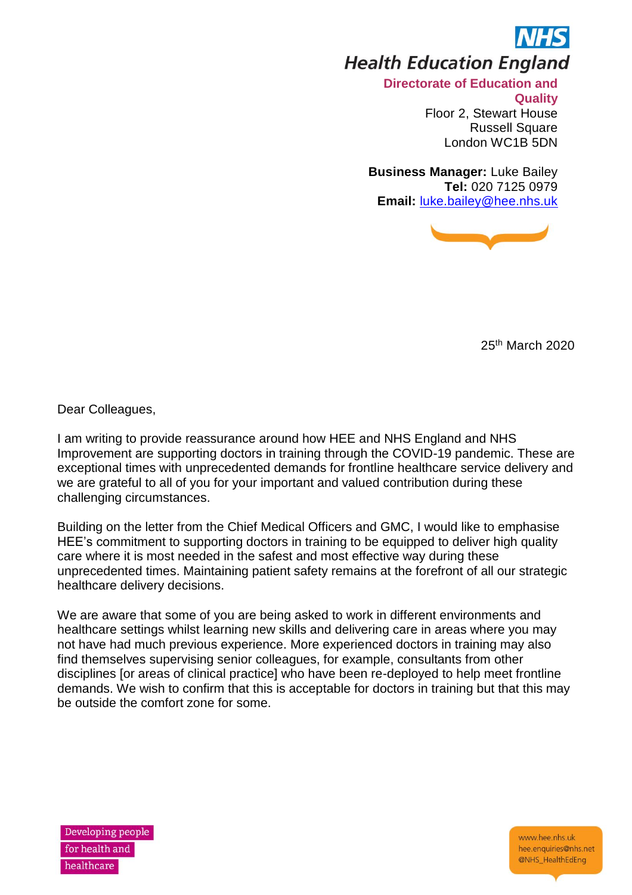**NHS**

**Health Education England**

**Directorate of Education and Quality**
Floor 2, Stewart House
Russell Square
London WC1B 5DN

**Business Manager:** Luke Bailey
**Tel:** 020 7125 0979
**Email:** luke.bailey@hee.nhs.uk

25th March 2020

Dear Colleagues,

I am writing to provide reassurance around how HEE and NHS England and NHS Improvement are supporting doctors in training through the COVID-19 pandemic. These are exceptional times with unprecedented demands for frontline healthcare service delivery and we are grateful to all of you for your important and valued contribution during these challenging circumstances.

Building on the letter from the Chief Medical Officers and GMC, I would like to emphasise HEE's commitment to supporting doctors in training to be equipped to deliver high quality care where it is most needed in the safest and most effective way during these unprecedented times. Maintaining patient safety remains at the forefront of all our strategic healthcare delivery decisions.

We are aware that some of you are being asked to work in different environments and healthcare settings whilst learning new skills and delivering care in areas where you may not have had much previous experience. More experienced doctors in training may also find themselves supervising senior colleagues, for example, consultants from other disciplines [or areas of clinical practice] who have been re-deployed to help meet frontline demands. We wish to confirm that this is acceptable for doctors in training but that this may be outside the comfort zone for some.

Developing people for health and healthcare

www.hee.nhs.uk
hee.enquiries@nhs.net
@NHS_HealthEdEng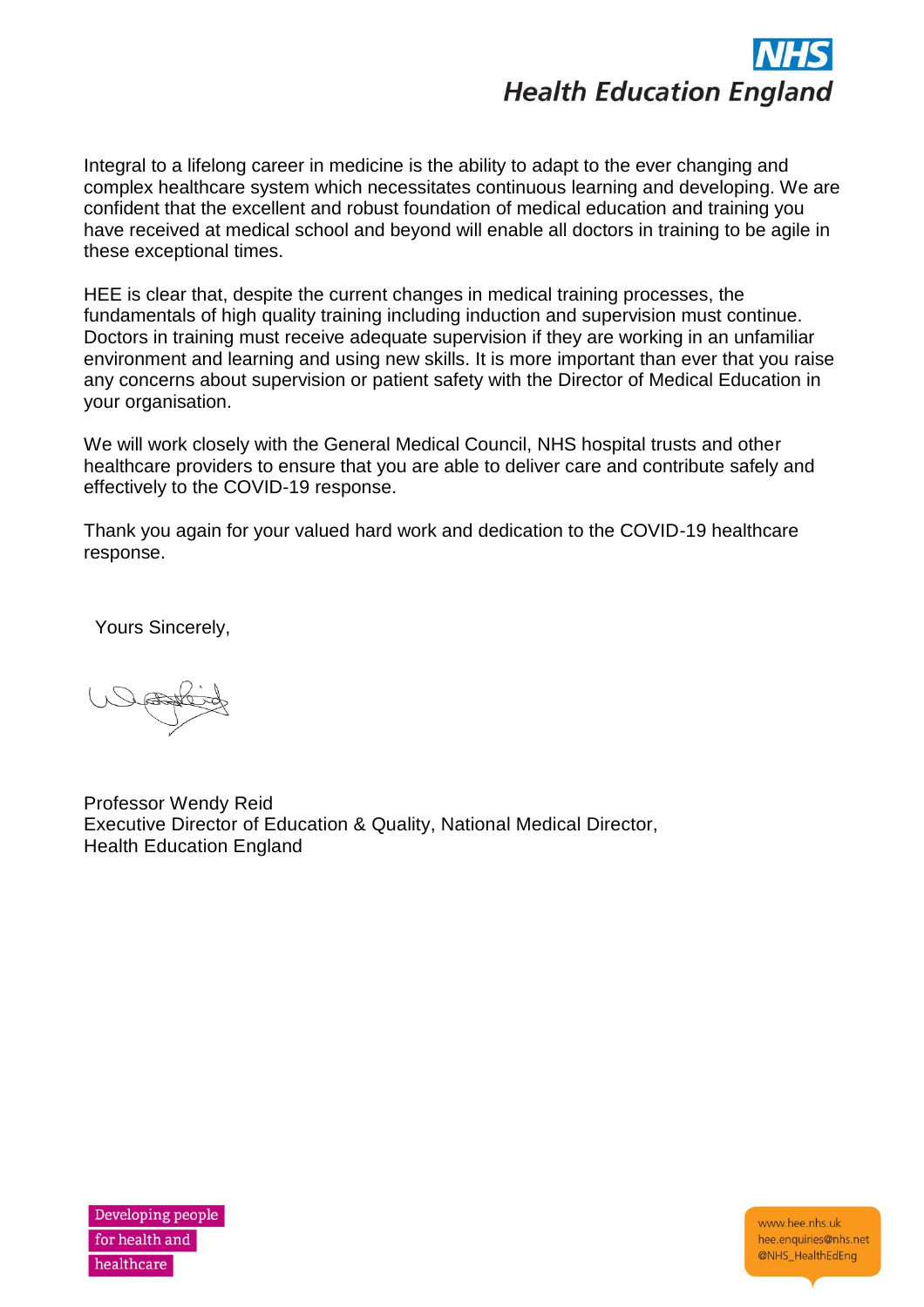Integral to a lifelong career in medicine is the ability to adapt to the ever changing and complex healthcare system which necessitates continuous learning and developing. We are confident that the excellent and robust foundation of medical education and training you have received at medical school and beyond will enable all doctors in training to be agile in these exceptional times.

HEE is clear that, despite the current changes in medical training processes, the fundamentals of high quality training including induction and supervision must continue. Doctors in training must receive adequate supervision if they are working in an unfamiliar environment and learning and using new skills. It is more important than ever that you raise any concerns about supervision or patient safety with the Director of Medical Education in your organisation.

We will work closely with the General Medical Council, NHS hospital trusts and other healthcare providers to ensure that you are able to deliver care and contribute safely and effectively to the COVID-19 response.

Thank you again for your valued hard work and dedication to the COVID-19 healthcare response.

Yours Sincerely,

Professor Wendy Reid
Executive Director of Education & Quality, National Medical Director,
Health Education England